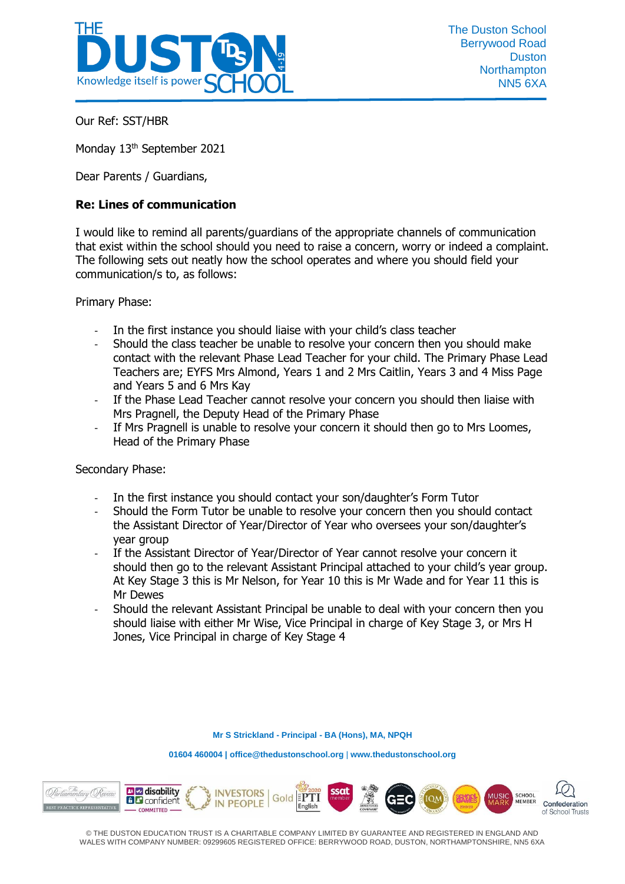The Duston School
Berrywood Road
Duston
Northampton
NN5 6XA

Our Ref: SST/HBR

Monday 13th September 2021

Dear Parents / Guardians,

**Re: Lines of communication**

I would like to remind all parents/guardians of the appropriate channels of communication that exist within the school should you need to raise a concern, worry or indeed a complaint. The following sets out neatly how the school operates and where you should field your communication/s to, as follows:

Primary Phase:

- In the first instance you should liaise with your child's class teacher
- Should the class teacher be unable to resolve your concern then you should make contact with the relevant Phase Lead Teacher for your child. The Primary Phase Lead Teachers are; EYFS Mrs Almond, Years 1 and 2 Mrs Caitlin, Years 3 and 4 Miss Page and Years 5 and 6 Mrs Kay
- If the Phase Lead Teacher cannot resolve your concern you should then liaise with Mrs Pragnell, the Deputy Head of the Primary Phase
- If Mrs Pragnell is unable to resolve your concern it should then go to Mrs Loomes, Head of the Primary Phase

Secondary Phase:

- In the first instance you should contact your son/daughter's Form Tutor
- Should the Form Tutor be unable to resolve your concern then you should contact the Assistant Director of Year/Director of Year who oversees your son/daughter's year group
- If the Assistant Director of Year/Director of Year cannot resolve your concern it should then go to the relevant Assistant Principal attached to your child's year group. At Key Stage 3 this is Mr Nelson, for Year 10 this is Mr Wade and for Year 11 this is Mr Dewes
- Should the relevant Assistant Principal be unable to deal with your concern then you should liaise with either Mr Wise, Vice Principal in charge of Key Stage 3, or Mrs H Jones, Vice Principal in charge of Key Stage 4

**Mr S Strickland - Principal - BA (Hons), MA, NPQH**

**01604 460004 | office@thedustonschool.org | www.thedustonschool.org**

© THE DUSTON EDUCATION TRUST IS A CHARITABLE COMPANY LIMITED BY GUARANTEE AND REGISTERED IN ENGLAND AND WALES WITH COMPANY NUMBER: 09299605 REGISTERED OFFICE: BERRYWOOD ROAD, DUSTON, NORTHAMPTONSHIRE, NN5 6XA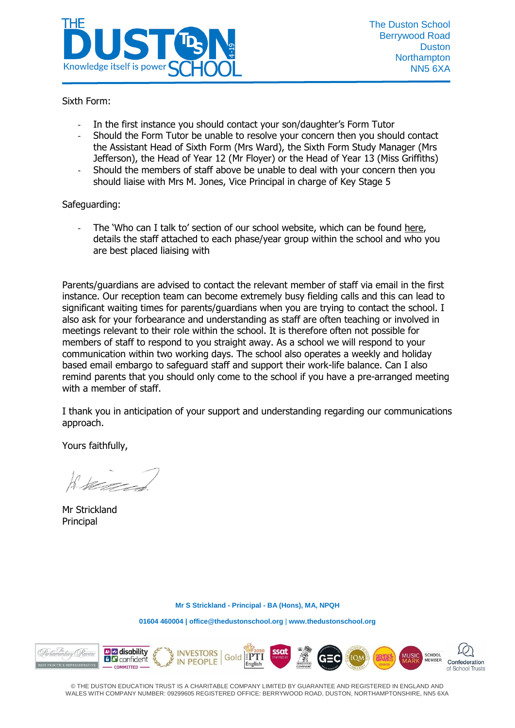Sixth Form:

- In the first instance you should contact your son/daughter's Form Tutor
- Should the Form Tutor be unable to resolve your concern then you should contact the Assistant Head of Sixth Form (Mrs Ward), the Sixth Form Study Manager (Mrs Jefferson), the Head of Year 12 (Mr Floyer) or the Head of Year 13 (Miss Griffiths)
- Should the members of staff above be unable to deal with your concern then you should liaise with Mrs M. Jones, Vice Principal in charge of Key Stage 5

Safeguarding:

- The 'Who can I talk to' section of our school website, which can be found here, details the staff attached to each phase/year group within the school and who you are best placed liaising with

Parents/guardians are advised to contact the relevant member of staff via email in the first instance. Our reception team can become extremely busy fielding calls and this can lead to significant waiting times for parents/guardians when you are trying to contact the school. I also ask for your forbearance and understanding as staff are often teaching or involved in meetings relevant to their role within the school. It is therefore often not possible for members of staff to respond to you straight away. As a school we will respond to your communication within two working days. The school also operates a weekly and holiday based email embargo to safeguard staff and support their work-life balance. Can I also remind parents that you should only come to the school if you have a pre-arranged meeting with a member of staff.

I thank you in anticipation of your support and understanding regarding our communications approach.

Yours faithfully,

Mr Strickland
Principal